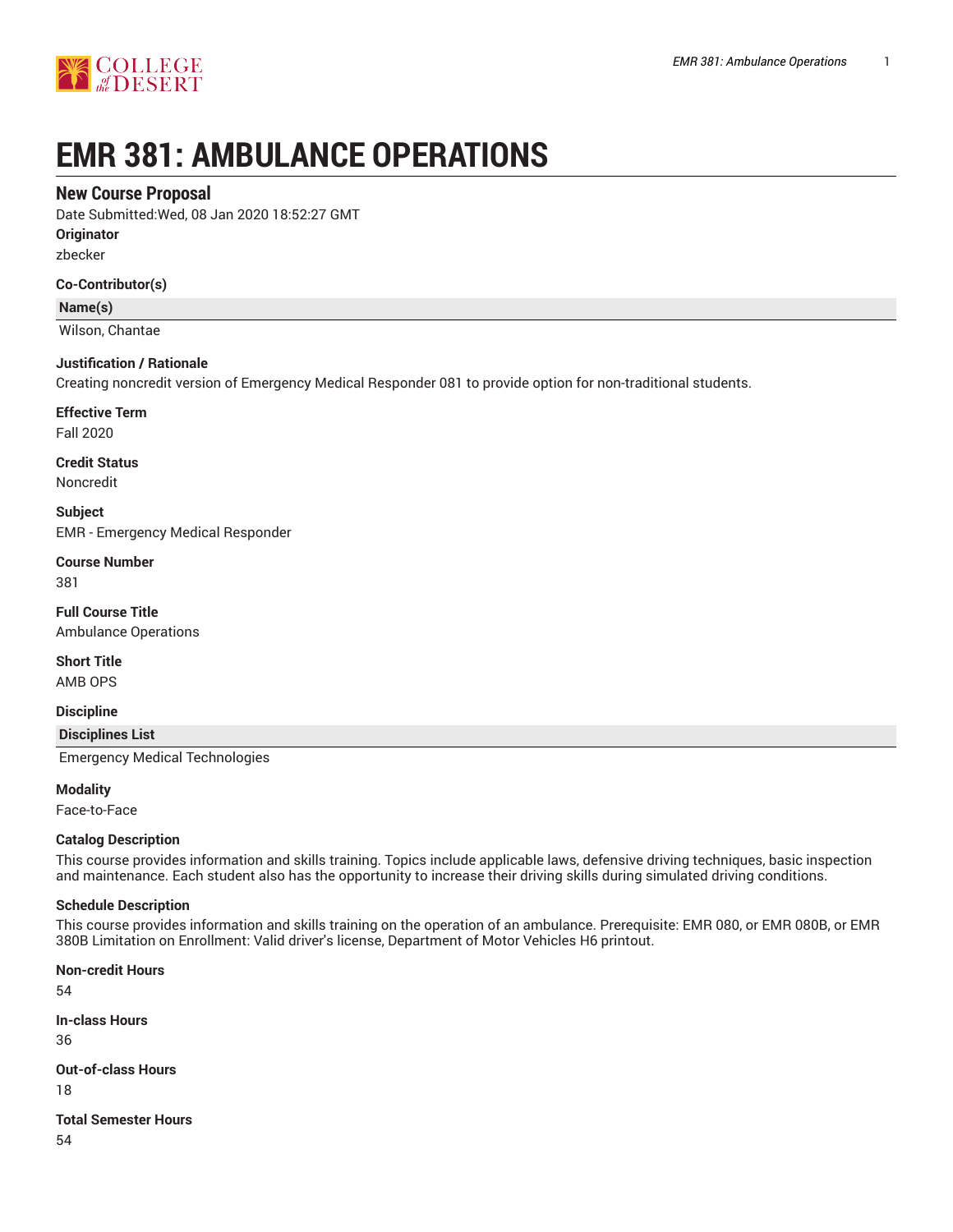# EMR 381: AMBULANCE OPERATIONS

## New Course Proposal

Date Submitted:Wed, 08 Jan 2020 18:52:27 GMT

**Originator**

zbecker

**Co-Contributor(s)**

| Name(s) |
|---|
| Wilson, Chantae |

**Justification / Rationale**

Creating noncredit version of Emergency Medical Responder 081 to provide option for non-traditional students.

**Effective Term**

Fall 2020

**Credit Status**

Noncredit

**Subject**

EMR - Emergency Medical Responder

**Course Number**

381

**Full Course Title**

Ambulance Operations

**Short Title**

AMB OPS

**Discipline**

| Disciplines List |
|---|
| Emergency Medical Technologies |

**Modality**

Face-to-Face

**Catalog Description**

This course provides information and skills training. Topics include applicable laws, defensive driving techniques, basic inspection and maintenance. Each student also has the opportunity to increase their driving skills during simulated driving conditions.

**Schedule Description**

This course provides information and skills training on the operation of an ambulance. Prerequisite: EMR 080, or EMR 080B, or EMR 380B Limitation on Enrollment: Valid driver's license, Department of Motor Vehicles H6 printout.

**Non-credit Hours**

54

**In-class Hours**

36

**Out-of-class Hours**

18

**Total Semester Hours**

54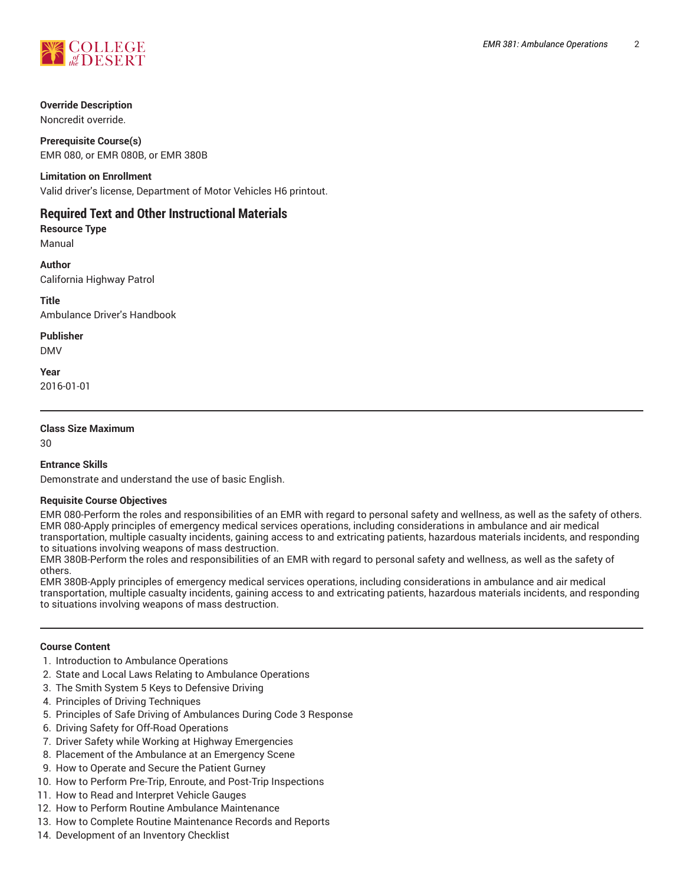**Override Description**
Noncredit override.

**Prerequisite Course(s)**
EMR 080, or EMR 080B, or EMR 380B

**Limitation on Enrollment**
Valid driver's license, Department of Motor Vehicles H6 printout.

## Required Text and Other Instructional Materials

**Resource Type**
Manual

**Author**
California Highway Patrol

**Title**
Ambulance Driver's Handbook

**Publisher**
DMV

**Year**
2016-01-01

---

**Class Size Maximum**
30

**Entrance Skills**
Demonstrate and understand the use of basic English.

**Requisite Course Objectives**
EMR 080-Perform the roles and responsibilities of an EMR with regard to personal safety and wellness, as well as the safety of others.
EMR 080-Apply principles of emergency medical services operations, including considerations in ambulance and air medical transportation, multiple casualty incidents, gaining access to and extricating patients, hazardous materials incidents, and responding to situations involving weapons of mass destruction.
EMR 380B-Perform the roles and responsibilities of an EMR with regard to personal safety and wellness, as well as the safety of others.
EMR 380B-Apply principles of emergency medical services operations, including considerations in ambulance and air medical transportation, multiple casualty incidents, gaining access to and extricating patients, hazardous materials incidents, and responding to situations involving weapons of mass destruction.

---

**Course Content**

1. Introduction to Ambulance Operations
2. State and Local Laws Relating to Ambulance Operations
3. The Smith System 5 Keys to Defensive Driving
4. Principles of Driving Techniques
5. Principles of Safe Driving of Ambulances During Code 3 Response
6. Driving Safety for Off-Road Operations
7. Driver Safety while Working at Highway Emergencies
8. Placement of the Ambulance at an Emergency Scene
9. How to Operate and Secure the Patient Gurney
10. How to Perform Pre-Trip, Enroute, and Post-Trip Inspections
11. How to Read and Interpret Vehicle Gauges
12. How to Perform Routine Ambulance Maintenance
13. How to Complete Routine Maintenance Records and Reports
14. Development of an Inventory Checklist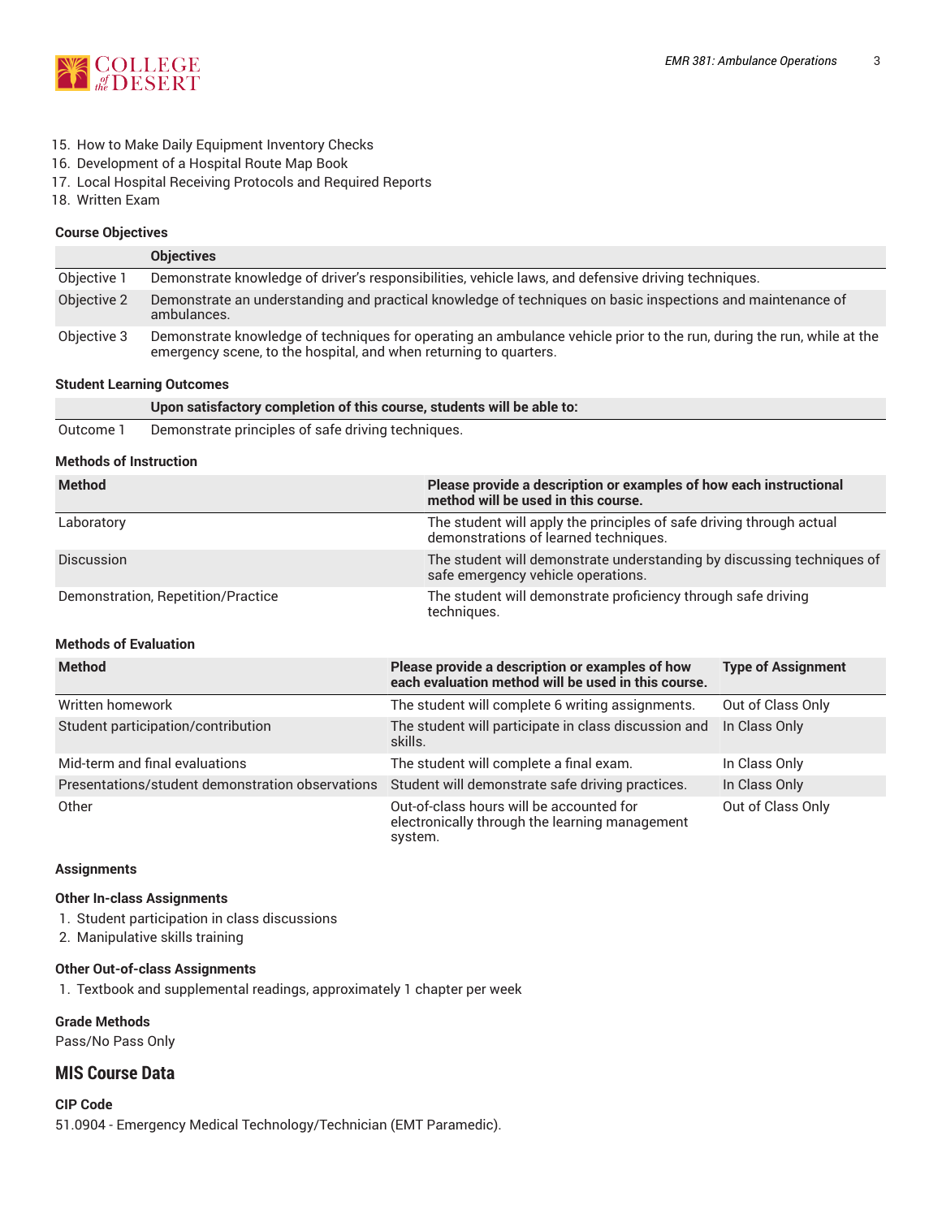15. How to Make Daily Equipment Inventory Checks
16. Development of a Hospital Route Map Book
17. Local Hospital Receiving Protocols and Required Reports
18. Written Exam

#### Course Objectives

| | Objectives |
|---|---|
| Objective 1 | Demonstrate knowledge of driver's responsibilities, vehicle laws, and defensive driving techniques. |
| Objective 2 | Demonstrate an understanding and practical knowledge of techniques on basic inspections and maintenance of ambulances. |
| Objective 3 | Demonstrate knowledge of techniques for operating an ambulance vehicle prior to the run, during the run, while at the emergency scene, to the hospital, and when returning to quarters. |

#### Student Learning Outcomes

| | Upon satisfactory completion of this course, students will be able to: |
|---|---|
| Outcome 1 | Demonstrate principles of safe driving techniques. |

#### Methods of Instruction

| Method | Please provide a description or examples of how each instructional method will be used in this course. |
|---|---|
| Laboratory | The student will apply the principles of safe driving through actual demonstrations of learned techniques. |
| Discussion | The student will demonstrate understanding by discussing techniques of safe emergency vehicle operations. |
| Demonstration, Repetition/Practice | The student will demonstrate proficiency through safe driving techniques. |

#### Methods of Evaluation

| Method | Please provide a description or examples of how each evaluation method will be used in this course. | Type of Assignment |
|---|---|---|
| Written homework | The student will complete 6 writing assignments. | Out of Class Only |
| Student participation/contribution | The student will participate in class discussion and skills. | In Class Only |
| Mid-term and final evaluations | The student will complete a final exam. | In Class Only |
| Presentations/student demonstration observations | Student will demonstrate safe driving practices. | In Class Only |
| Other | Out-of-class hours will be accounted for electronically through the learning management system. | Out of Class Only |

#### Assignments

**Other In-class Assignments**

1. Student participation in class discussions
2. Manipulative skills training

**Other Out-of-class Assignments**

1. Textbook and supplemental readings, approximately 1 chapter per week

#### Grade Methods

Pass/No Pass Only

## MIS Course Data

#### CIP Code

51.0904 - Emergency Medical Technology/Technician (EMT Paramedic).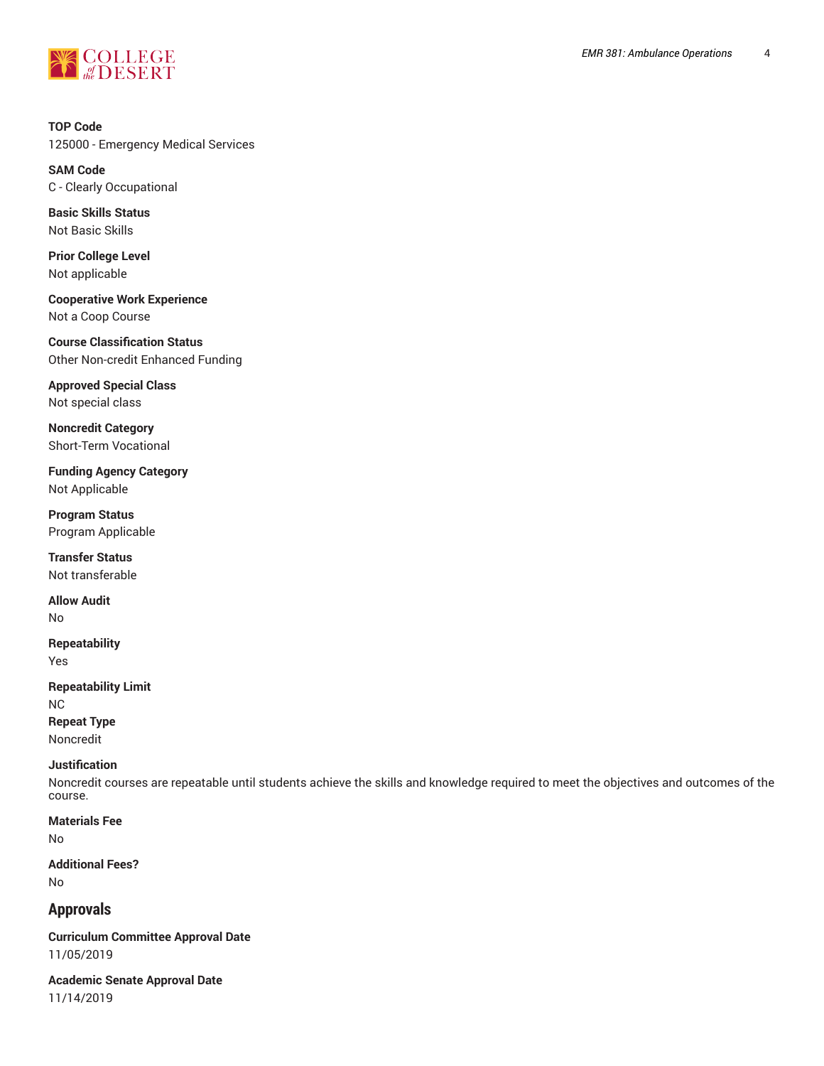**TOP Code**
125000 - Emergency Medical Services

**SAM Code**
C - Clearly Occupational

**Basic Skills Status**
Not Basic Skills

**Prior College Level**
Not applicable

**Cooperative Work Experience**
Not a Coop Course

**Course Classification Status**
Other Non-credit Enhanced Funding

**Approved Special Class**
Not special class

**Noncredit Category**
Short-Term Vocational

**Funding Agency Category**
Not Applicable

**Program Status**
Program Applicable

**Transfer Status**
Not transferable

**Allow Audit**
No

**Repeatability**
Yes

**Repeatability Limit**
NC

**Repeat Type**
Noncredit

**Justification**
Noncredit courses are repeatable until students achieve the skills and knowledge required to meet the objectives and outcomes of the course.

**Materials Fee**
No

**Additional Fees?**
No

## Approvals

**Curriculum Committee Approval Date**
11/05/2019

**Academic Senate Approval Date**
11/14/2019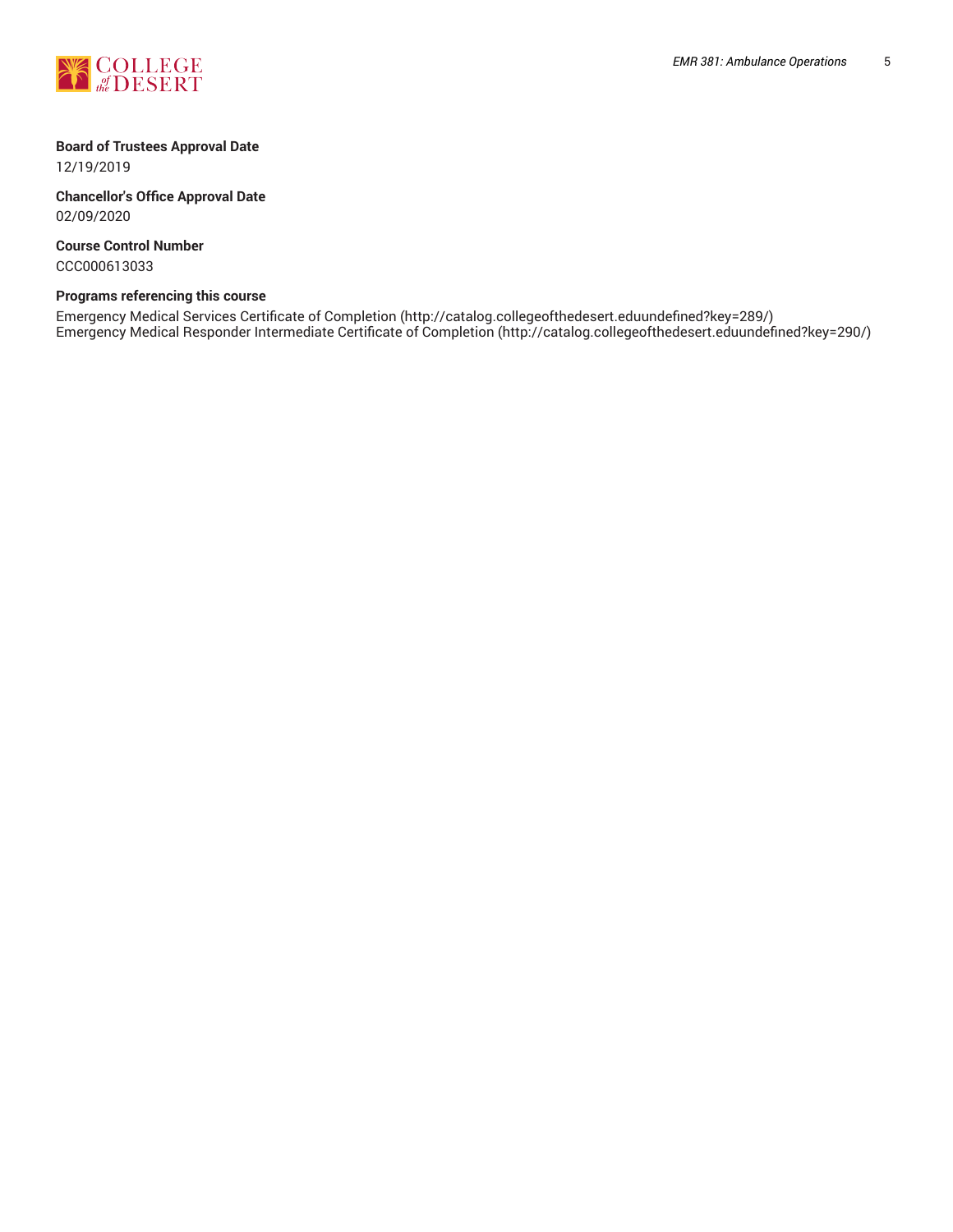**Board of Trustees Approval Date**

12/19/2019

**Chancellor's Office Approval Date**

02/09/2020

**Course Control Number**

CCC000613033

**Programs referencing this course**

Emergency Medical Services Certificate of Completion (http://catalog.collegeofthedesert.eduundefined?key=289/)
Emergency Medical Responder Intermediate Certificate of Completion (http://catalog.collegeofthedesert.eduundefined?key=290/)